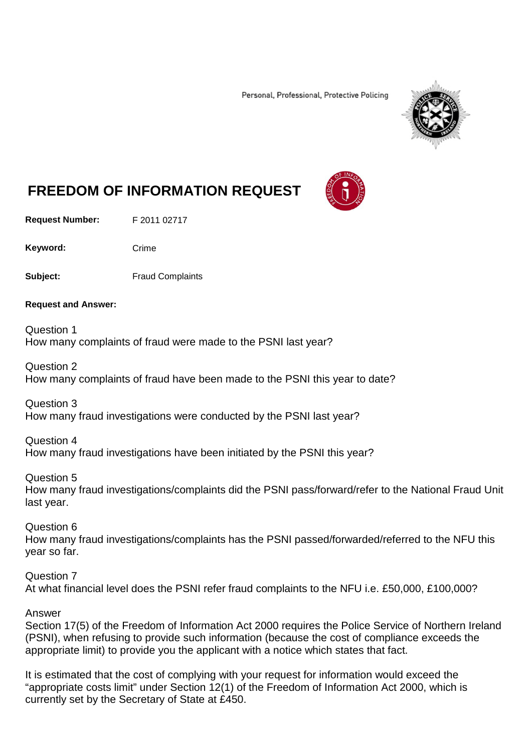Personal, Professional, Protective Policing

# FREEDOM OF INFORMATION REQUEST

**Request Number:** F 2011 02717

**Keyword:** Crime

**Subject:** Fraud Complaints

**Request and Answer:**

Question 1
How many complaints of fraud were made to the PSNI last year?

Question 2
How many complaints of fraud have been made to the PSNI this year to date?

Question 3
How many fraud investigations were conducted by the PSNI last year?

Question 4
How many fraud investigations have been initiated by the PSNI this year?

Question 5
How many fraud investigations/complaints did the PSNI pass/forward/refer to the National Fraud Unit last year.

Question 6
How many fraud investigations/complaints has the PSNI passed/forwarded/referred to the NFU this year so far.

Question 7
At what financial level does the PSNI refer fraud complaints to the NFU i.e. £50,000, £100,000?

Answer
Section 17(5) of the Freedom of Information Act 2000 requires the Police Service of Northern Ireland (PSNI), when refusing to provide such information (because the cost of compliance exceeds the appropriate limit) to provide you the applicant with a notice which states that fact.

It is estimated that the cost of complying with your request for information would exceed the "appropriate costs limit" under Section 12(1) of the Freedom of Information Act 2000, which is currently set by the Secretary of State at £450.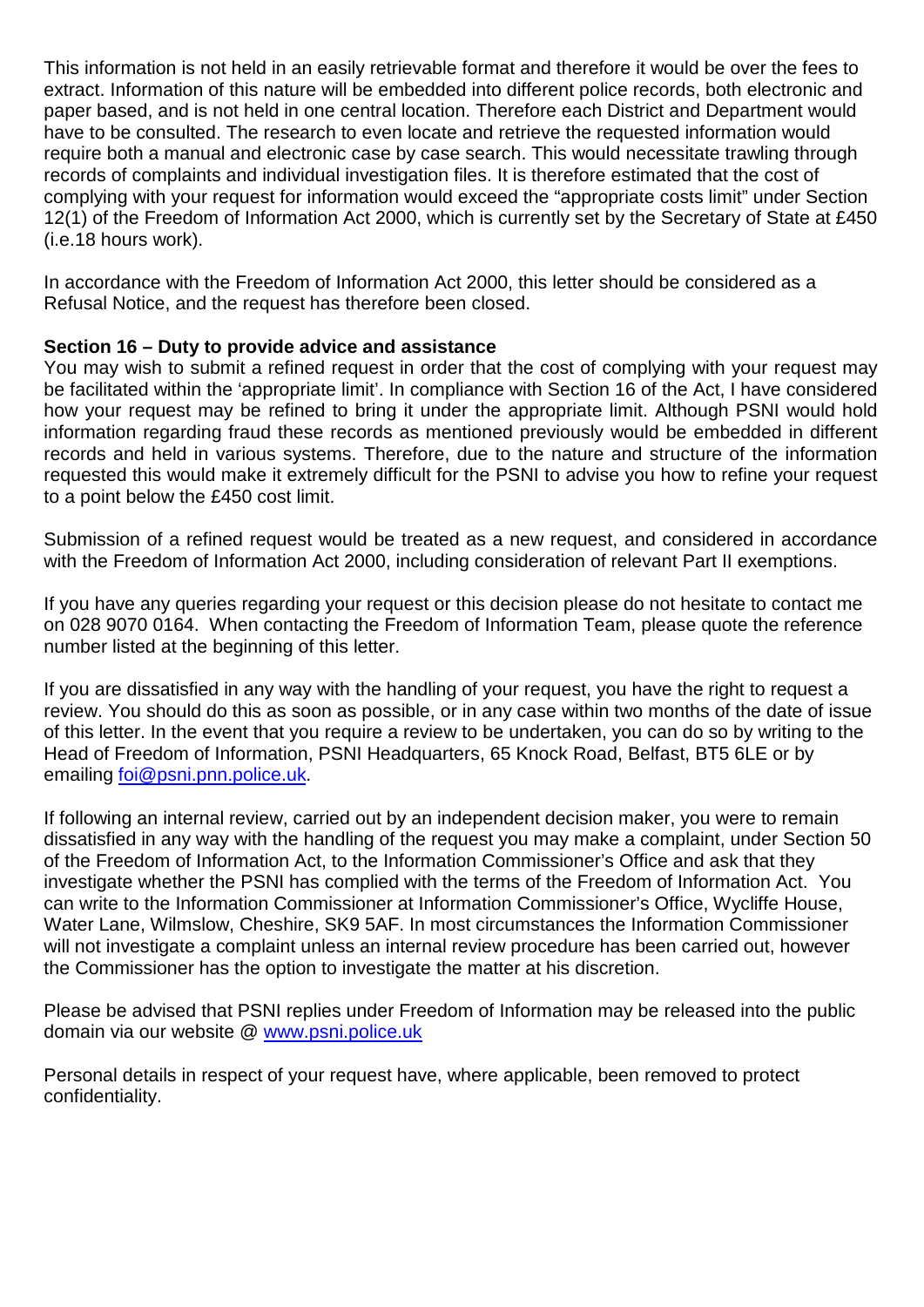This information is not held in an easily retrievable format and therefore it would be over the fees to extract. Information of this nature will be embedded into different police records, both electronic and paper based, and is not held in one central location. Therefore each District and Department would have to be consulted. The research to even locate and retrieve the requested information would require both a manual and electronic case by case search. This would necessitate trawling through records of complaints and individual investigation files. It is therefore estimated that the cost of complying with your request for information would exceed the "appropriate costs limit" under Section 12(1) of the Freedom of Information Act 2000, which is currently set by the Secretary of State at £450 (i.e.18 hours work).

In accordance with the Freedom of Information Act 2000, this letter should be considered as a Refusal Notice, and the request has therefore been closed.

**Section 16 – Duty to provide advice and assistance**

You may wish to submit a refined request in order that the cost of complying with your request may be facilitated within the 'appropriate limit'. In compliance with Section 16 of the Act, I have considered how your request may be refined to bring it under the appropriate limit. Although PSNI would hold information regarding fraud these records as mentioned previously would be embedded in different records and held in various systems. Therefore, due to the nature and structure of the information requested this would make it extremely difficult for the PSNI to advise you how to refine your request to a point below the £450 cost limit.

Submission of a refined request would be treated as a new request, and considered in accordance with the Freedom of Information Act 2000, including consideration of relevant Part II exemptions.

If you have any queries regarding your request or this decision please do not hesitate to contact me on 028 9070 0164. When contacting the Freedom of Information Team, please quote the reference number listed at the beginning of this letter.

If you are dissatisfied in any way with the handling of your request, you have the right to request a review. You should do this as soon as possible, or in any case within two months of the date of issue of this letter. In the event that you require a review to be undertaken, you can do so by writing to the Head of Freedom of Information, PSNI Headquarters, 65 Knock Road, Belfast, BT5 6LE or by emailing foi@psni.pnn.police.uk.

If following an internal review, carried out by an independent decision maker, you were to remain dissatisfied in any way with the handling of the request you may make a complaint, under Section 50 of the Freedom of Information Act, to the Information Commissioner's Office and ask that they investigate whether the PSNI has complied with the terms of the Freedom of Information Act. You can write to the Information Commissioner at Information Commissioner's Office, Wycliffe House, Water Lane, Wilmslow, Cheshire, SK9 5AF. In most circumstances the Information Commissioner will not investigate a complaint unless an internal review procedure has been carried out, however the Commissioner has the option to investigate the matter at his discretion.

Please be advised that PSNI replies under Freedom of Information may be released into the public domain via our website @ www.psni.police.uk

Personal details in respect of your request have, where applicable, been removed to protect confidentiality.